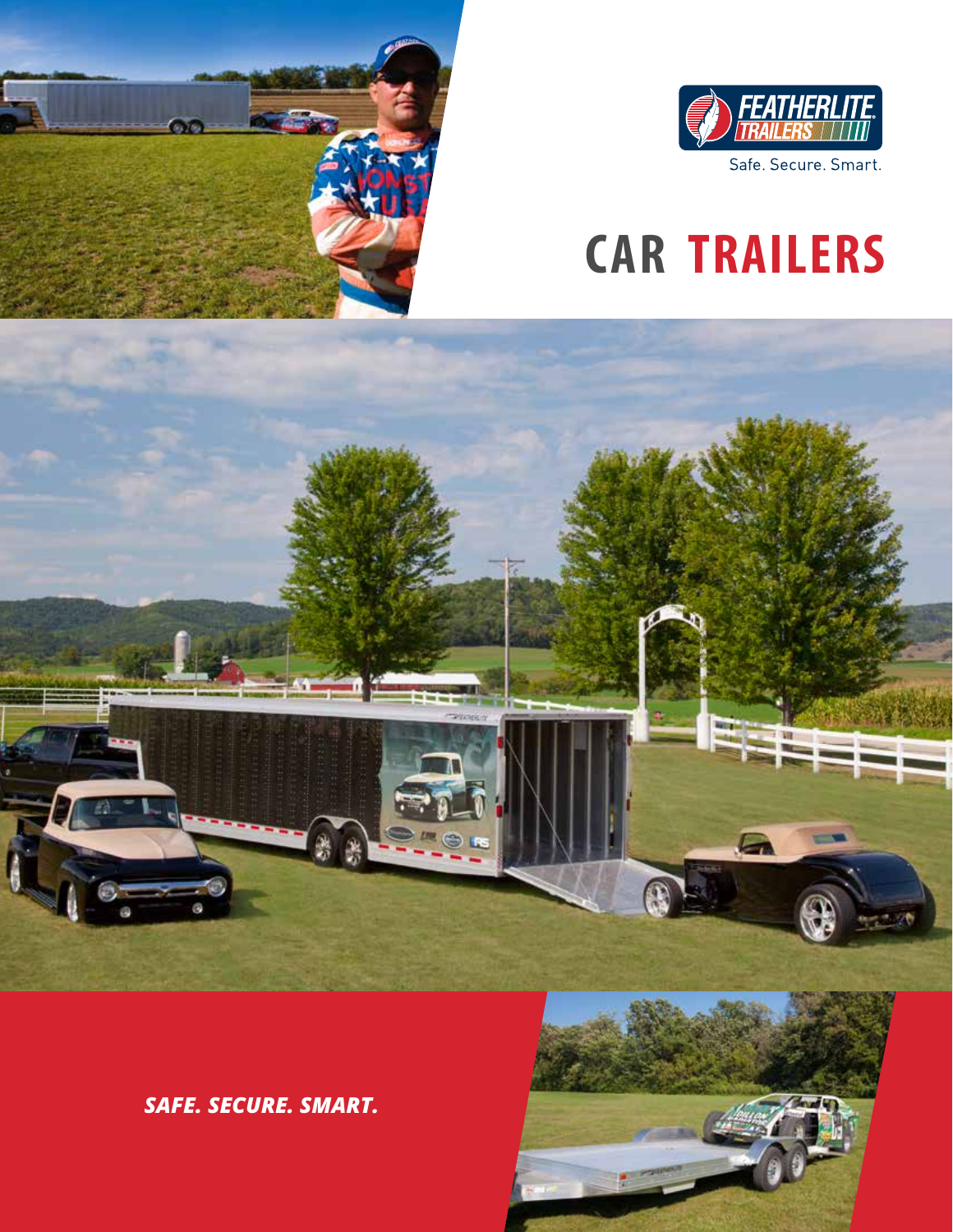FEATHERLITE TRAILERS

Safe. Secure. Smart.

# CAR TRAILERS

***SAFE. SECURE. SMART.***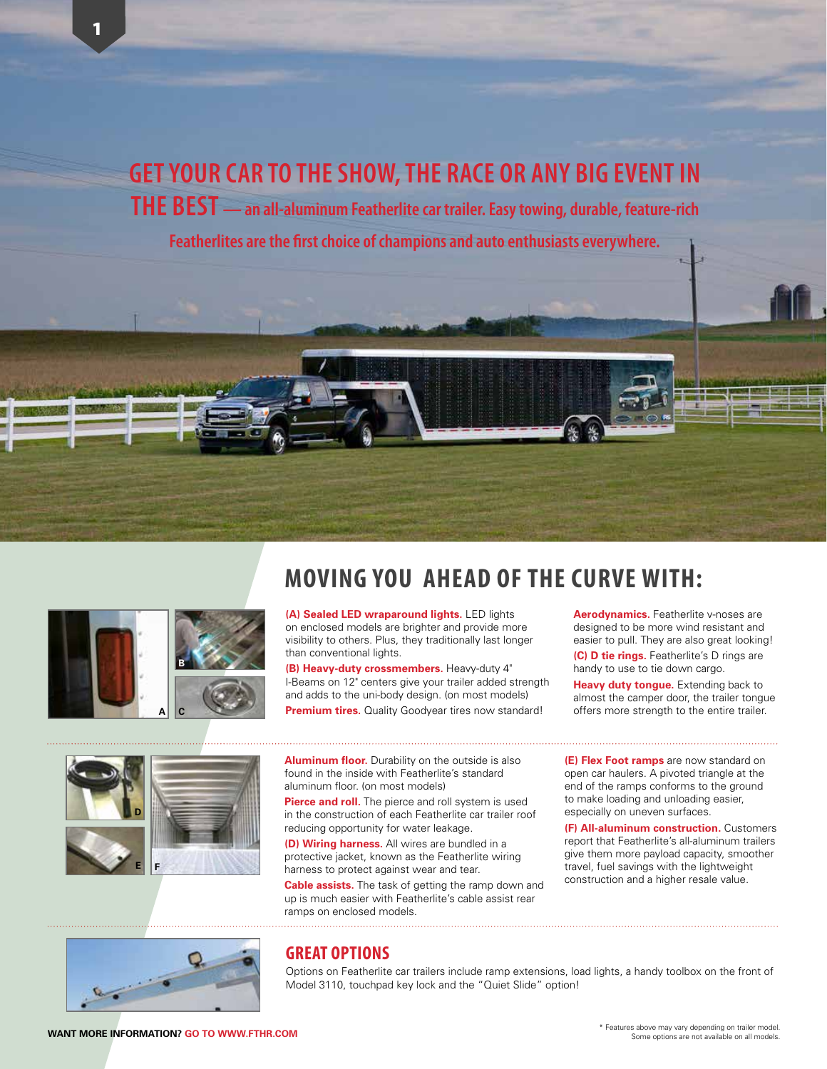# GET YOUR CAR TO THE SHOW, THE RACE OR ANY BIG EVENT IN THE BEST — an all-aluminum Featherlite car trailer. Easy towing, durable, feature-rich Featherlites are the first choice of champions and auto enthusiasts everywhere.

## MOVING YOU AHEAD OF THE CURVE WITH:

**(A) Sealed LED wraparound lights.** LED lights on enclosed models are brighter and provide more visibility to others. Plus, they traditionally last longer than conventional lights.

**(B) Heavy-duty crossmembers.** Heavy-duty 4" I-Beams on 12" centers give your trailer added strength and adds to the uni-body design. (on most models)

**Premium tires.** Quality Goodyear tires now standard!

**Aerodynamics.** Featherlite v-noses are designed to be more wind resistant and easier to pull. They are also great looking!

**(C) D tie rings.** Featherlite's D rings are handy to use to tie down cargo.

**Heavy duty tongue.** Extending back to almost the camper door, the trailer tongue offers more strength to the entire trailer.

**Aluminum floor.** Durability on the outside is also found in the inside with Featherlite's standard aluminum floor. (on most models)

**Pierce and roll.** The pierce and roll system is used in the construction of each Featherlite car trailer roof reducing opportunity for water leakage.

**(D) Wiring harness.** All wires are bundled in a protective jacket, known as the Featherlite wiring harness to protect against wear and tear.

**Cable assists.** The task of getting the ramp down and up is much easier with Featherlite's cable assist rear ramps on enclosed models.

**(E) Flex Foot ramps** are now standard on open car haulers. A pivoted triangle at the end of the ramps conforms to the ground to make loading and unloading easier, especially on uneven surfaces.

**(F) All-aluminum construction.** Customers report that Featherlite's all-aluminum trailers give them more payload capacity, smoother travel, fuel savings with the lightweight construction and a higher resale value.

## GREAT OPTIONS

Options on Featherlite car trailers include ramp extensions, load lights, a handy toolbox on the front of Model 3110, touchpad key lock and the "Quiet Slide" option!

**WANT MORE INFORMATION? GO TO WWW.FTHR.COM**

* Features above may vary depending on trailer model. Some options are not available on all models.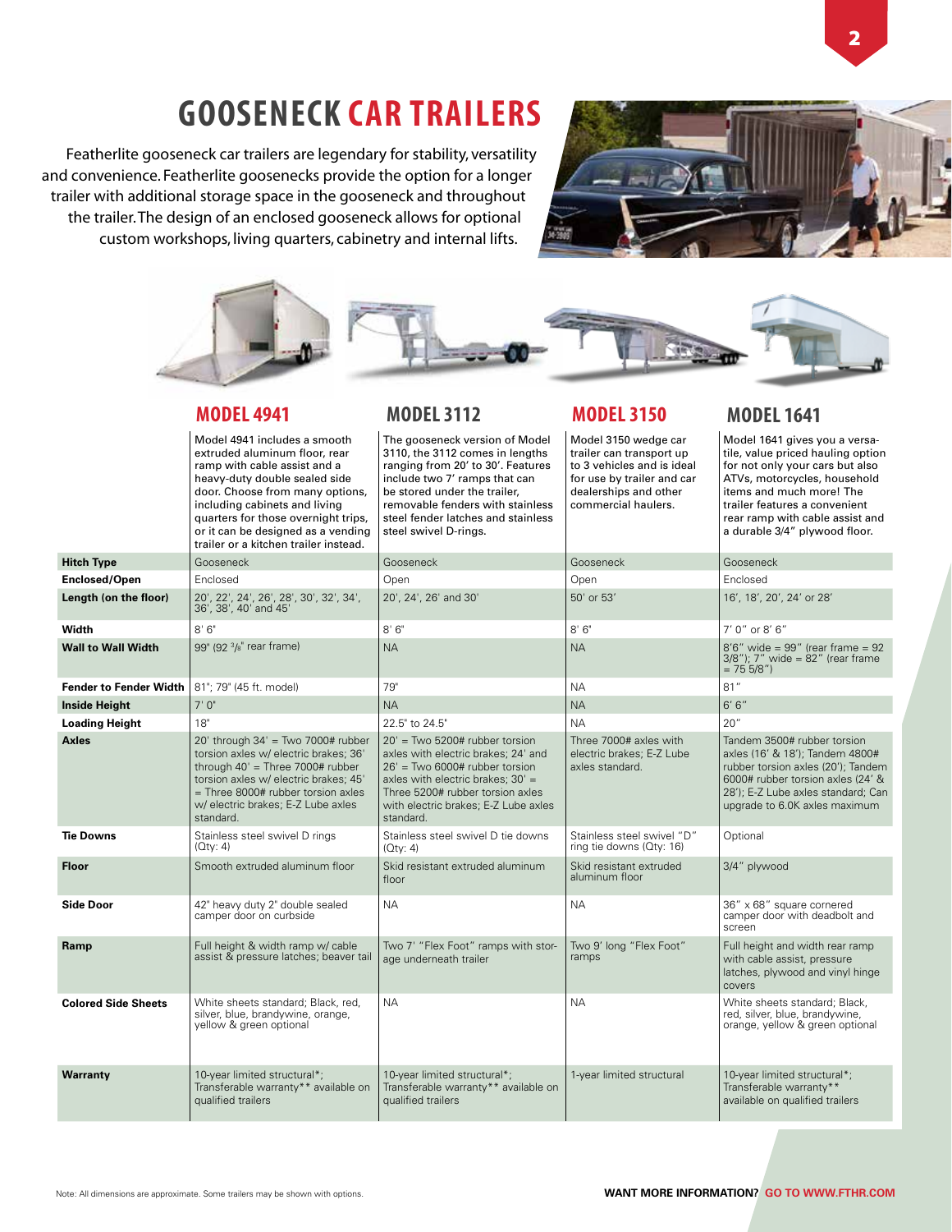# GOOSENECK CAR TRAILERS

Featherlite gooseneck car trailers are legendary for stability, versatility and convenience. Featherlite goosenecks provide the option for a longer trailer with additional storage space in the gooseneck and throughout the trailer. The design of an enclosed gooseneck allows for optional custom workshops, living quarters, cabinetry and internal lifts.

| | MODEL 4941 | MODEL 3112 | MODEL 3150 | MODEL 1641 |
|---|---|---|---|---|
| | Model 4941 includes a smooth extruded aluminum floor, rear ramp with cable assist and a heavy-duty double sealed side door. Choose from many options, including cabinets and living quarters for those overnight trips, or it can be designed as a vending trailer or a kitchen trailer instead. | The gooseneck version of Model 3110, the 3112 comes in lengths ranging from 20' to 30'. Features include two 7' ramps that can be stored under the trailer, removable fenders with stainless steel fender latches and stainless steel swivel D-rings. | Model 3150 wedge car trailer can transport up to 3 vehicles and is ideal for use by trailer and car dealerships and other commercial haulers. | Model 1641 gives you a versatile, value priced hauling option for not only your cars but also ATVs, motorcycles, household items and much more! The trailer features a convenient rear ramp with cable assist and a durable 3/4" plywood floor. |
| **Hitch Type** | Gooseneck | Gooseneck | Gooseneck | Gooseneck |
| **Enclosed/Open** | Enclosed | Open | Open | Enclosed |
| **Length (on the floor)** | 20', 22', 24', 26', 28', 30', 32', 34', 36', 38', 40' and 45' | 20', 24', 26' and 30' | 50' or 53' | 16', 18', 20', 24' or 28' |
| **Width** | 8' 6" | 8' 6" | 8' 6" | 7' 0" or 8' 6" |
| **Wall to Wall Width** | 99" (92 3/8" rear frame) | NA | NA | 8'6" wide = 99" (rear frame = 92 3/8"); 7" wide = 82" (rear frame = 75 5/8") |
| **Fender to Fender Width** | 81"; 79" (45 ft. model) | 79" | NA | 81" |
| **Inside Height** | 7' 0" | NA | NA | 6' 6" |
| **Loading Height** | 18" | 22.5" to 24.5" | NA | 20" |
| **Axles** | 20' through 34' = Two 7000# rubber torsion axles w/ electric brakes; 36' through 40' = Three 7000# rubber torsion axles w/ electric brakes; 45' = Three 8000# rubber torsion axles w/ electric brakes; E-Z Lube axles standard. | 20' = Two 5200# rubber torsion axles with electric brakes; 24' and 26' = Two 6000# rubber torsion axles with electric brakes; 30' = Three 5200# rubber torsion axles with electric brakes; E-Z Lube axles standard. | Three 7000# axles with electric brakes; E-Z Lube axles standard. | Tandem 3500# rubber torsion axles (16' & 18'); Tandem 4800# rubber torsion axles (20'); Tandem 6000# rubber torsion axles (24' & 28'); E-Z Lube axles standard; Can upgrade to 6.0K axles maximum |
| **Tie Downs** | Stainless steel swivel D rings (Qty: 4) | Stainless steel swivel D tie downs (Qty: 4) | Stainless steel swivel "D" ring tie downs (Qty: 16) | Optional |
| **Floor** | Smooth extruded aluminum floor | Skid resistant extruded aluminum floor | Skid resistant extruded aluminum floor | 3/4" plywood |
| **Side Door** | 42" heavy duty 2" double sealed camper door on curbside | NA | NA | 36" x 68" square cornered camper door with deadbolt and screen |
| **Ramp** | Full height & width ramp w/ cable assist & pressure latches; beaver tail | Two 7' "Flex Foot" ramps with storage underneath trailer | Two 9' long "Flex Foot" ramps | Full height and width rear ramp with cable assist, pressure latches, plywood and vinyl hinge covers |
| **Colored Side Sheets** | White sheets standard; Black, red, silver, blue, brandywine, orange, yellow & green optional | NA | NA | White sheets standard; Black, red, silver, blue, brandywine, orange, yellow & green optional |
| **Warranty** | 10-year limited structural*; Transferable warranty** available on qualified trailers | 10-year limited structural*; Transferable warranty** available on qualified trailers | 1-year limited structural | 10-year limited structural*; Transferable warranty** available on qualified trailers |

Note: All dimensions are approximate. Some trailers may be shown with options.

**WANT MORE INFORMATION? GO TO WWW.FTHR.COM**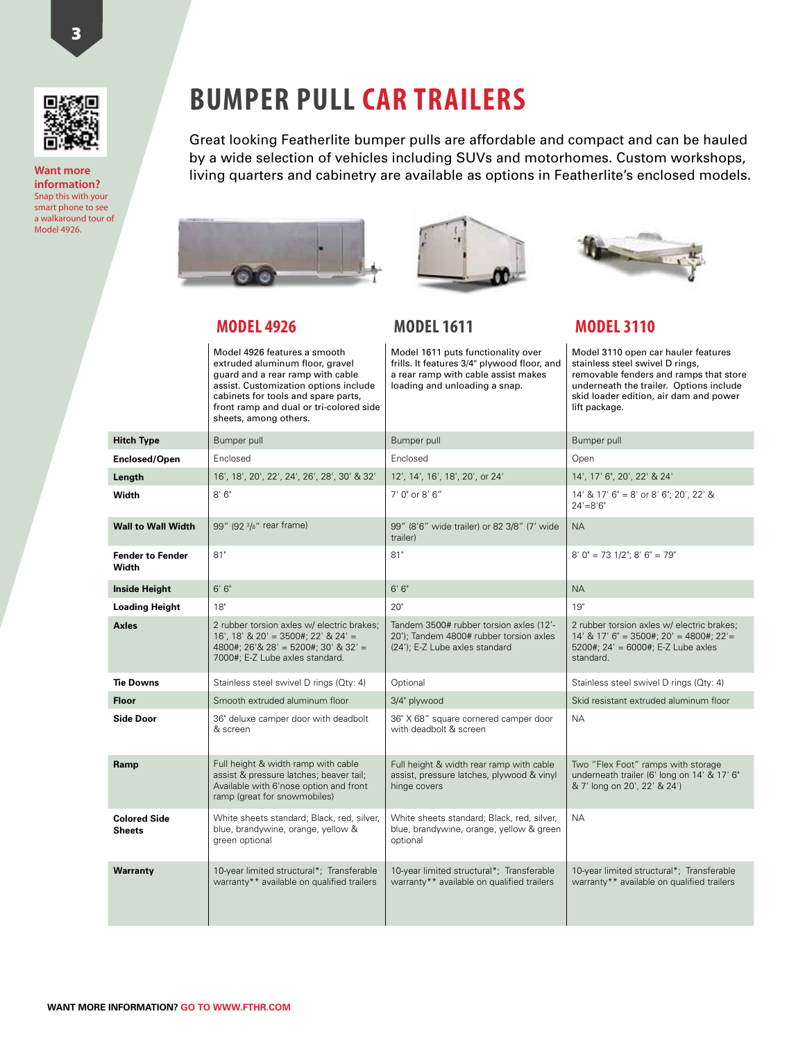# BUMPER PULL CAR TRAILERS

**Want more information?**
Snap this with your smart phone to see a walkaround tour of Model 4926.

Great looking Featherlite bumper pulls are affordable and compact and can be hauled by a wide selection of vehicles including SUVs and motorhomes. Custom workshops, living quarters and cabinetry are available as options in Featherlite's enclosed models.

| | MODEL 4926 | MODEL 1611 | MODEL 3110 |
|---|---|---|---|
| | Model 4926 features a smooth extruded aluminum floor, gravel guard and a rear ramp with cable assist. Customization options include cabinets for tools and spare parts, front ramp and dual or tri-colored side sheets, among others. | Model 1611 puts functionality over frills. It features 3/4" plywood floor, and a rear ramp with cable assist makes loading and unloading a snap. | Model 3110 open car hauler features stainless steel swivel D rings, removable fenders and ramps that store underneath the trailer. Options include skid loader edition, air dam and power lift package. |
| **Hitch Type** | Bumper pull | Bumper pull | Bumper pull |
| **Enclosed/Open** | Enclosed | Enclosed | Open |
| **Length** | 16', 18', 20', 22', 24', 26', 28', 30' & 32' | 12', 14', 16', 18', 20', or 24' | 14', 17' 6", 20', 22' & 24' |
| **Width** | 8' 6" | 7' 0" or 8' 6" | 14' & 17' 6" = 8' or 8' 6"; 20', 22' & 24'=8'6" |
| **Wall to Wall Width** | 99" (92 3/8" rear frame) | 99" (8'6" wide trailer) or 82 3/8" (7' wide trailer) | NA |
| **Fender to Fender Width** | 81" | 81" | 8' 0" = 73 1/2"; 8' 6" = 79" |
| **Inside Height** | 6' 6" | 6' 6" | NA |
| **Loading Height** | 18" | 20" | 19" |
| **Axles** | 2 rubber torsion axles w/ electric brakes; 16', 18' & 20' = 3500#; 22' & 24' = 4800#; 26'& 28' = 5200#; 30' & 32' = 7000#; E-Z Lube axles standard. | Tandem 3500# rubber torsion axles (12'-20'); Tandem 4800# rubber torsion axles (24'); E-Z Lube axles standard | 2 rubber torsion axles w/ electric brakes; 14' & 17' 6" = 3500#; 20' = 4800#; 22'= 5200#; 24' = 6000#; E-Z Lube axles standard. |
| **Tie Downs** | Stainless steel swivel D rings (Qty: 4) | Optional | Stainless steel swivel D rings (Qty: 4) |
| **Floor** | Smooth extruded aluminum floor | 3/4" plywood | Skid resistant extruded aluminum floor |
| **Side Door** | 36" deluxe camper door with deadbolt & screen | 36" X 68" square cornered camper door with deadbolt & screen | NA |
| **Ramp** | Full height & width ramp with cable assist & pressure latches; beaver tail; Available with 6'nose option and front ramp (great for snowmobiles) | Full height & width rear ramp with cable assist, pressure latches, plywood & vinyl hinge covers | Two "Flex Foot" ramps with storage underneath trailer (6' long on 14' & 17' 6" & 7' long on 20', 22' & 24') |
| **Colored Side Sheets** | White sheets standard; Black, red, silver, blue, brandywine, orange, yellow & green optional | White sheets standard; Black, red, silver, blue, brandywine, orange, yellow & green optional | NA |
| **Warranty** | 10-year limited structural*; Transferable warranty** available on qualified trailers | 10-year limited structural*; Transferable warranty** available on qualified trailers | 10-year limited structural*; Transferable warranty** available on qualified trailers |

**WANT MORE INFORMATION? GO TO WWW.FTHR.COM**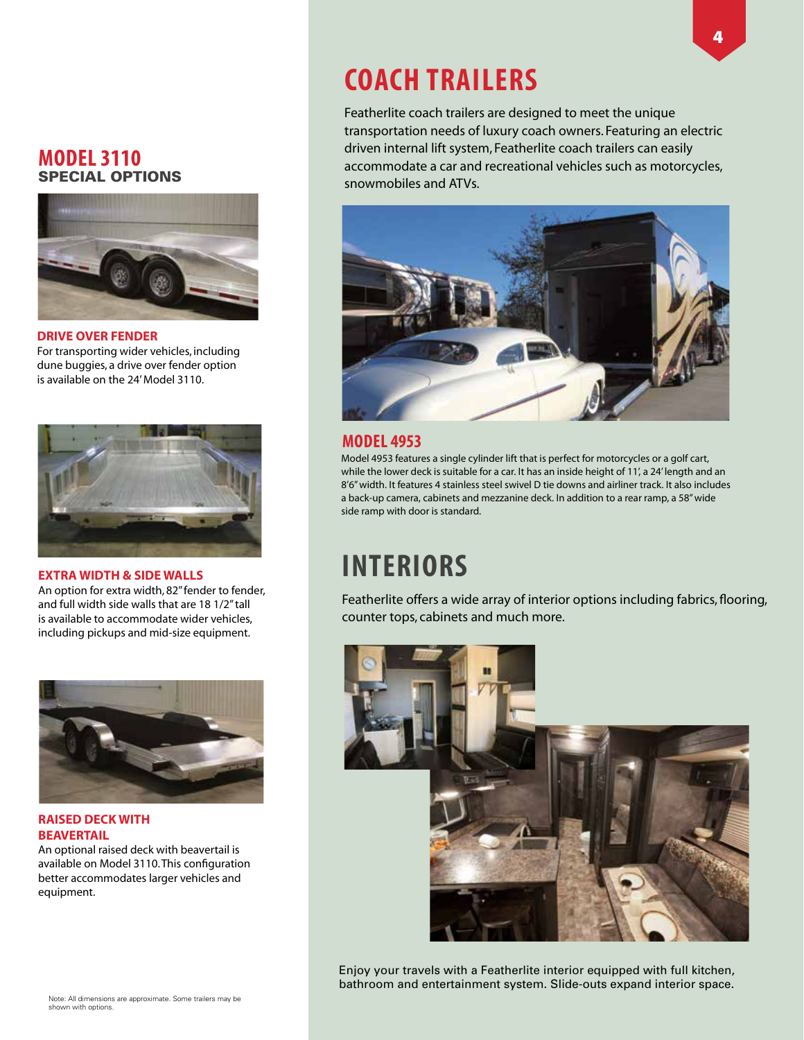## MODEL 3110
### SPECIAL OPTIONS

**DRIVE OVER FENDER**

For transporting wider vehicles, including dune buggies, a drive over fender option is available on the 24' Model 3110.

**EXTRA WIDTH & SIDE WALLS**

An option for extra width, 82" fender to fender, and full width side walls that are 18 1/2" tall is available to accommodate wider vehicles, including pickups and mid-size equipment.

**RAISED DECK WITH BEAVERTAIL**

An optional raised deck with beavertail is available on Model 3110. This configuration better accommodates larger vehicles and equipment.

Note: All dimensions are approximate. Some trailers may be shown with options.

# COACH TRAILERS

Featherlite coach trailers are designed to meet the unique transportation needs of luxury coach owners. Featuring an electric driven internal lift system, Featherlite coach trailers can easily accommodate a car and recreational vehicles such as motorcycles, snowmobiles and ATVs.

## MODEL 4953

Model 4953 features a single cylinder lift that is perfect for motorcycles or a golf cart, while the lower deck is suitable for a car. It has an inside height of 11', a 24' length and an 8'6" width. It features 4 stainless steel swivel D tie downs and airliner track. It also includes a back-up camera, cabinets and mezzanine deck. In addition to a rear ramp, a 58" wide side ramp with door is standard.

# INTERIORS

Featherlite offers a wide array of interior options including fabrics, flooring, counter tops, cabinets and much more.

Enjoy your travels with a Featherlite interior equipped with full kitchen, bathroom and entertainment system. Slide-outs expand interior space.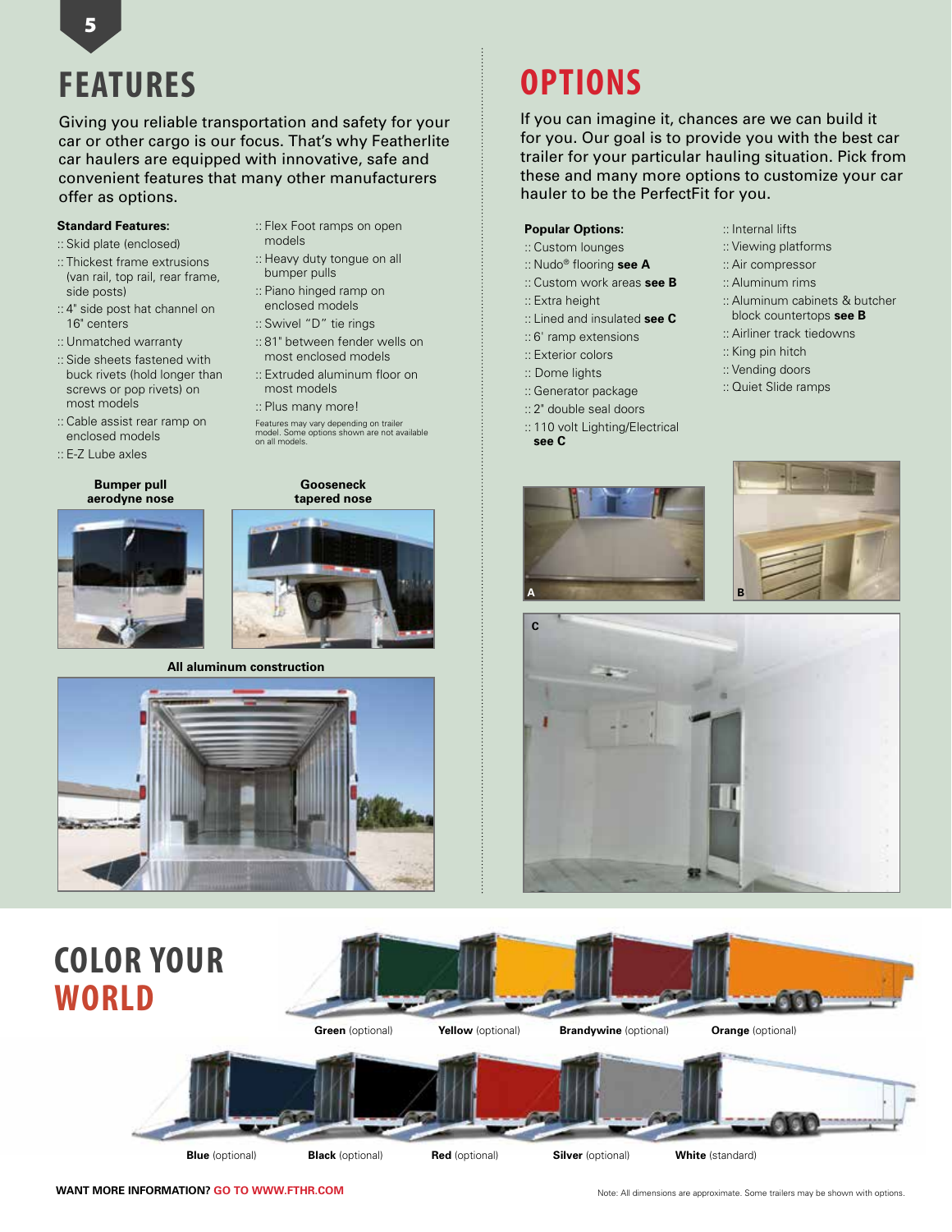# FEATURES

Giving you reliable transportation and safety for your car or other cargo is our focus. That's why Featherlite car haulers are equipped with innovative, safe and convenient features that many other manufacturers offer as options.

**Standard Features:**

- :: Skid plate (enclosed)
- :: Thickest frame extrusions (van rail, top rail, rear frame, side posts)
- :: 4" side post hat channel on 16" centers
- :: Unmatched warranty
- :: Side sheets fastened with buck rivets (hold longer than screws or pop rivets) on most models
- :: Cable assist rear ramp on enclosed models
- :: E-Z Lube axles
- :: Flex Foot ramps on open models
- :: Heavy duty tongue on all bumper pulls
- :: Piano hinged ramp on enclosed models
- :: Swivel "D" tie rings
- :: 81" between fender wells on most enclosed models
- :: Extruded aluminum floor on most models
- :: Plus many more!

Features may vary depending on trailer model. Some options shown are not available on all models.

**Bumper pull aerodyne nose**

**Gooseneck tapered nose**

**All aluminum construction**

# OPTIONS

If you can imagine it, chances are we can build it for you. Our goal is to provide you with the best car trailer for your particular hauling situation. Pick from these and many more options to customize your car hauler to be the PerfectFit for you.

**Popular Options:**

- :: Custom lounges
- :: Nudo® flooring **see A**
- :: Custom work areas **see B**
- :: Extra height
- :: Lined and insulated **see C**
- :: 6' ramp extensions
- :: Exterior colors
- :: Dome lights
- :: Generator package
- :: 2" double seal doors
- :: 110 volt Lighting/Electrical **see C**
- :: Internal lifts
- :: Viewing platforms
- :: Air compressor
- :: Aluminum rims
- :: Aluminum cabinets & butcher block countertops **see B**
- :: Airliner track tiedowns
- :: King pin hitch
- :: Vending doors
- :: Quiet Slide ramps

A

B

C

# COLOR YOUR WORLD

**Green** (optional) **Yellow** (optional) **Brandywine** (optional) **Orange** (optional)

**Blue** (optional) **Black** (optional) **Red** (optional) **Silver** (optional) **White** (standard)

**WANT MORE INFORMATION? GO TO WWW.FTHR.COM**

Note: All dimensions are approximate. Some trailers may be shown with options.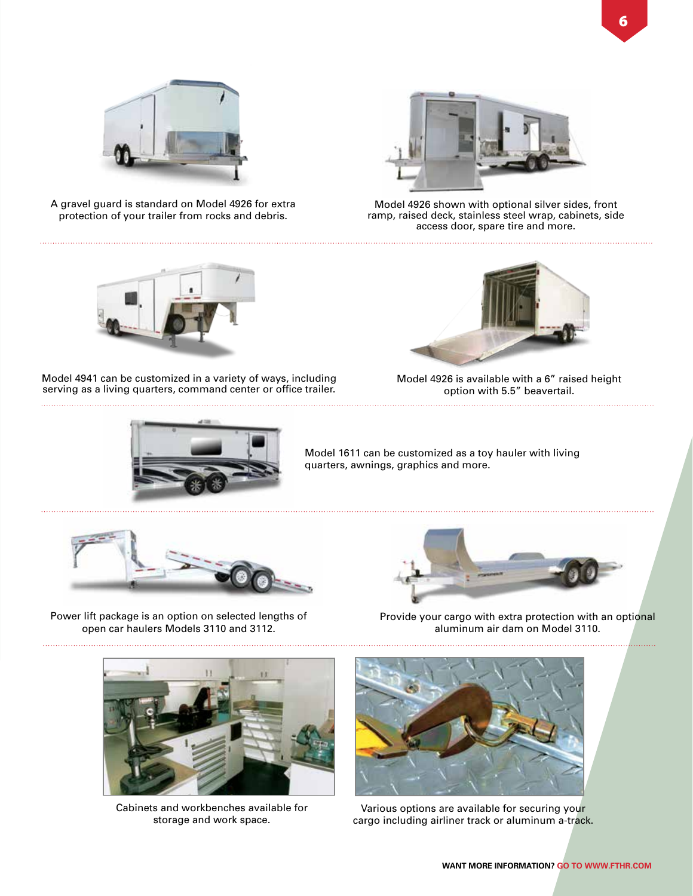A gravel guard is standard on Model 4926 for extra protection of your trailer from rocks and debris.

Model 4926 shown with optional silver sides, front ramp, raised deck, stainless steel wrap, cabinets, side access door, spare tire and more.

Model 4941 can be customized in a variety of ways, including serving as a living quarters, command center or office trailer.

Model 4926 is available with a 6" raised height option with 5.5" beavertail.

Model 1611 can be customized as a toy hauler with living quarters, awnings, graphics and more.

Power lift package is an option on selected lengths of open car haulers Models 3110 and 3112.

Provide your cargo with extra protection with an optional aluminum air dam on Model 3110.

Cabinets and workbenches available for storage and work space.

Various options are available for securing your cargo including airliner track or aluminum a-track.

**WANT MORE INFORMATION? GO TO WWW.FTHR.COM**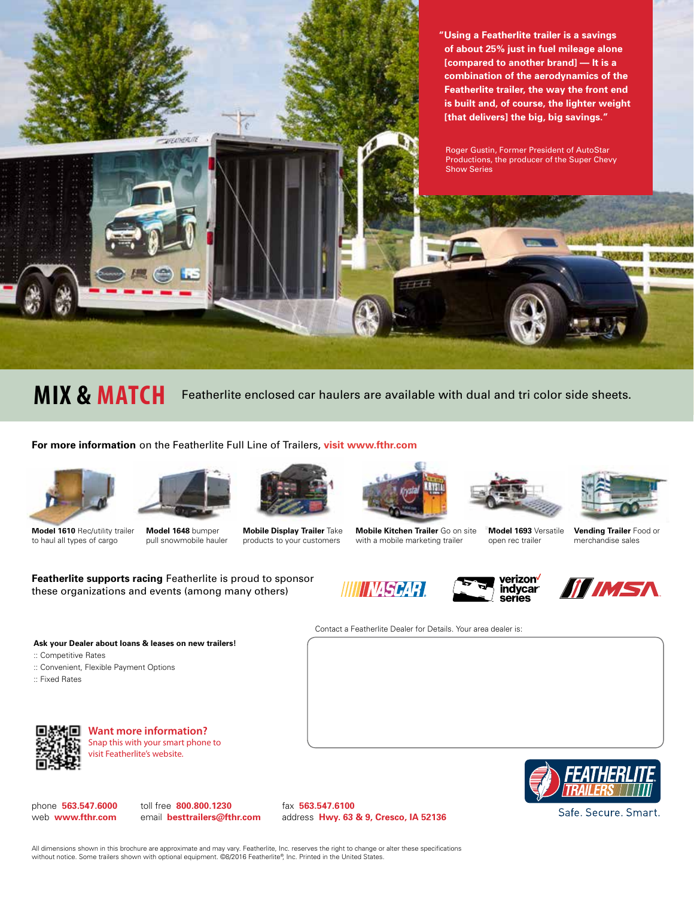"Using a Featherlite trailer is a savings of about 25% just in fuel mileage alone [compared to another brand] — It is a combination of the aerodynamics of the Featherlite trailer, the way the front end is built and, of course, the lighter weight [that delivers] the big, big savings."

Roger Gustin, Former President of AutoStar Productions, the producer of the Super Chevy Show Series

## MIX & MATCH

Featherlite enclosed car haulers are available with dual and tri color side sheets.

**For more information** on the Featherlite Full Line of Trailers, **visit www.fthr.com**

**Model 1610** Rec/utility trailer to haul all types of cargo

**Model 1648** bumper pull snowmobile hauler

**Mobile Display Trailer** Take products to your customers

**Mobile Kitchen Trailer** Go on site with a mobile marketing trailer

**Model 1693** Versatile open rec trailer

**Vending Trailer** Food or merchandise sales

**Featherlite supports racing** Featherlite is proud to sponsor these organizations and events (among many others)

NASCAR

verizon indycar series

IMSA

**Ask your Dealer about loans & leases on new trailers!**

:: Competitive Rates
:: Convenient, Flexible Payment Options
:: Fixed Rates

Contact a Featherlite Dealer for Details. Your area dealer is:

**Want more information?**
Snap this with your smart phone to visit Featherlite's website.

phone **563.547.6000**
web **www.fthr.com**

toll free **800.800.1230**
email **besttrailers@fthr.com**

fax **563.547.6100**
address **Hwy. 63 & 9, Cresco, IA 52136**

FEATHERLITE TRAILERS

Safe. Secure. Smart.

All dimensions shown in this brochure are approximate and may vary. Featherlite, Inc. reserves the right to change or alter these specifications without notice. Some trailers shown with optional equipment. ©8/2016 Featherlite®, Inc. Printed in the United States.